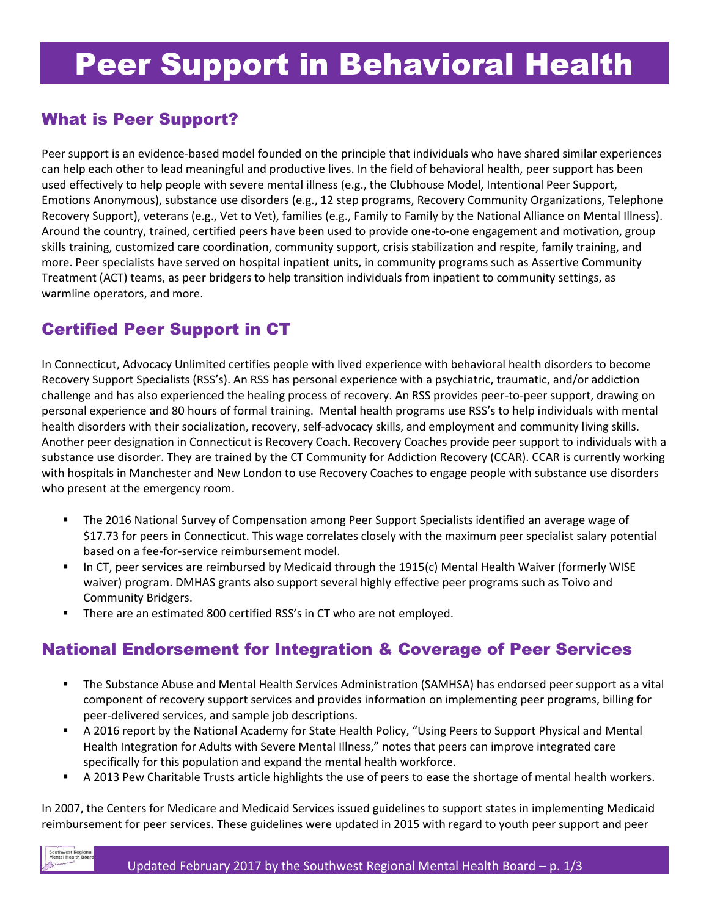# Peer Support in Behavioral Health

## What is Peer Support?

Peer support is an evidence-based model founded on the principle that individuals who have shared similar experiences can help each other to lead meaningful and productive lives. In the field of behavioral health, peer support has been used effectively to help people with severe mental illness (e.g., the Clubhouse Model, Intentional Peer Support, Emotions Anonymous), substance use disorders (e.g., 12 step programs, Recovery Community Organizations, Telephone Recovery Support), veterans (e.g., Vet to Vet), families (e.g., Family to Family by the National Alliance on Mental Illness). Around the country, trained, certified peers have been used to provide one-to-one engagement and motivation, group skills training, customized care coordination, community support, crisis stabilization and respite, family training, and more. Peer specialists have served on hospital inpatient units, in community programs such as Assertive Community Treatment (ACT) teams, as peer bridgers to help transition individuals from inpatient to community settings, as warmline operators, and more.

## Certified Peer Support in CT

In Connecticut, Advocacy Unlimited certifies people with lived experience with behavioral health disorders to become Recovery Support Specialists (RSS's). An RSS has personal experience with a psychiatric, traumatic, and/or addiction challenge and has also experienced the healing process of recovery. An RSS provides peer-to-peer support, drawing on personal experience and 80 hours of formal training. Mental health programs use RSS's to help individuals with mental health disorders with their socialization, recovery, self-advocacy skills, and employment and community living skills. Another peer designation in Connecticut is Recovery Coach. Recovery Coaches provide peer support to individuals with a substance use disorder. They are trained by the CT Community for Addiction Recovery (CCAR). CCAR is currently working with hospitals in Manchester and New London to use Recovery Coaches to engage people with substance use disorders who present at the emergency room.

- The 2016 National Survey of Compensation among Peer Support Specialists identified an average wage of $17.73 for peers in Connecticut. This wage correlates closely with the maximum peer specialist salary potential based on a fee-for-service reimbursement model.
- In CT, peer services are reimbursed by Medicaid through the 1915(c) Mental Health Waiver (formerly WISE waiver) program. DMHAS grants also support several highly effective peer programs such as Toivo and Community Bridgers.
- There are an estimated 800 certified RSS's in CT who are not employed.

## National Endorsement for Integration & Coverage of Peer Services

- The Substance Abuse and Mental Health Services Administration (SAMHSA) has endorsed peer support as a vital component of recovery support services and provides information on implementing peer programs, billing for peer-delivered services, and sample job descriptions.
- A 2016 report by the National Academy for State Health Policy, "Using Peers to Support Physical and Mental Health Integration for Adults with Severe Mental Illness," notes that peers can improve integrated care specifically for this population and expand the mental health workforce.
- A 2013 Pew Charitable Trusts article highlights the use of peers to ease the shortage of mental health workers.

In 2007, the Centers for Medicare and Medicaid Services issued guidelines to support states in implementing Medicaid reimbursement for peer services. These guidelines were updated in 2015 with regard to youth peer support and peer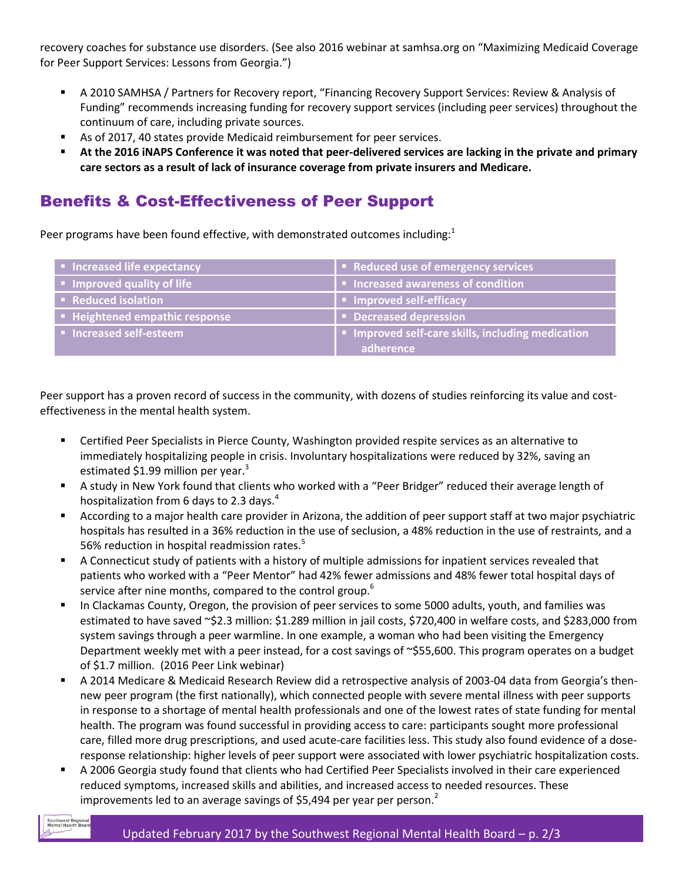recovery coaches for substance use disorders. (See also 2016 webinar at samhsa.org on "Maximizing Medicaid Coverage for Peer Support Services: Lessons from Georgia.")

- A 2010 SAMHSA / Partners for Recovery report, "Financing Recovery Support Services: Review & Analysis of Funding" recommends increasing funding for recovery support services (including peer services) throughout the continuum of care, including private sources.
- As of 2017, 40 states provide Medicaid reimbursement for peer services.
- **At the 2016 iNAPS Conference it was noted that peer-delivered services are lacking in the private and primary care sectors as a result of lack of insurance coverage from private insurers and Medicare.**

## Benefits & Cost-Effectiveness of Peer Support

Peer programs have been found effective, with demonstrated outcomes including:[1]

| | |
|---|---|
| Increased life expectancy | Reduced use of emergency services |
| Improved quality of life | Increased awareness of condition |
| Reduced isolation | Improved self-efficacy |
| Heightened empathic response | Decreased depression |
| Increased self-esteem | Improved self-care skills, including medication adherence |

Peer support has a proven record of success in the community, with dozens of studies reinforcing its value and cost-effectiveness in the mental health system.

- Certified Peer Specialists in Pierce County, Washington provided respite services as an alternative to immediately hospitalizing people in crisis. Involuntary hospitalizations were reduced by 32%, saving an estimated $1.99 million per year.[3]
- A study in New York found that clients who worked with a "Peer Bridger" reduced their average length of hospitalization from 6 days to 2.3 days.[4]
- According to a major health care provider in Arizona, the addition of peer support staff at two major psychiatric hospitals has resulted in a 36% reduction in the use of seclusion, a 48% reduction in the use of restraints, and a 56% reduction in hospital readmission rates.[5]
- A Connecticut study of patients with a history of multiple admissions for inpatient services revealed that patients who worked with a "Peer Mentor" had 42% fewer admissions and 48% fewer total hospital days of service after nine months, compared to the control group.[6]
- In Clackamas County, Oregon, the provision of peer services to some 5000 adults, youth, and families was estimated to have saved ~$2.3 million: $1.289 million in jail costs, $720,400 in welfare costs, and $283,000 from system savings through a peer warmline. In one example, a woman who had been visiting the Emergency Department weekly met with a peer instead, for a cost savings of ~$55,600. This program operates on a budget of $1.7 million. (2016 Peer Link webinar)
- A 2014 Medicare & Medicaid Research Review did a retrospective analysis of 2003-04 data from Georgia's then-new peer program (the first nationally), which connected people with severe mental illness with peer supports in response to a shortage of mental health professionals and one of the lowest rates of state funding for mental health. The program was found successful in providing access to care: participants sought more professional care, filled more drug prescriptions, and used acute-care facilities less. This study also found evidence of a dose-response relationship: higher levels of peer support were associated with lower psychiatric hospitalization costs.
- A 2006 Georgia study found that clients who had Certified Peer Specialists involved in their care experienced reduced symptoms, increased skills and abilities, and increased access to needed resources. These improvements led to an average savings of $5,494 per year per person.[2]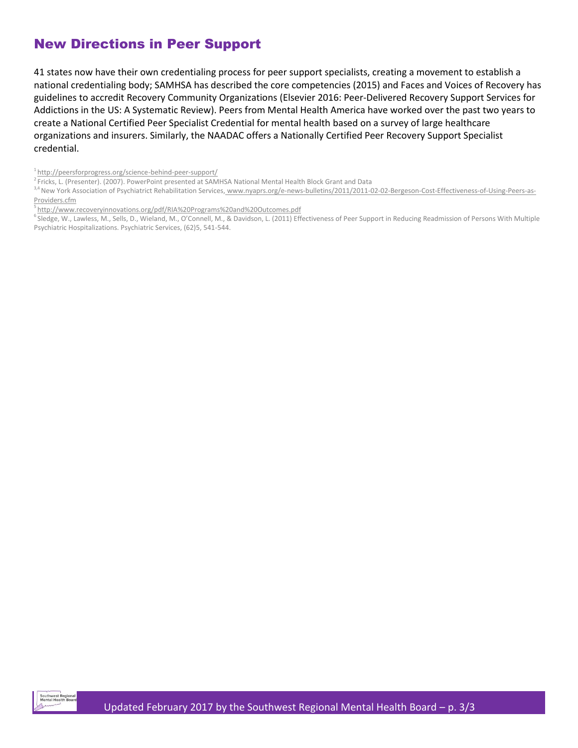## New Directions in Peer Support

41 states now have their own credentialing process for peer support specialists, creating a movement to establish a national credentialing body; SAMHSA has described the core competencies (2015) and Faces and Voices of Recovery has guidelines to accredit Recovery Community Organizations (Elsevier 2016: Peer-Delivered Recovery Support Services for Addictions in the US: A Systematic Review). Peers from Mental Health America have worked over the past two years to create a National Certified Peer Specialist Credential for mental health based on a survey of large healthcare organizations and insurers. Similarly, the NAADAC offers a Nationally Certified Peer Recovery Support Specialist credential.

[1] http://peersforprogress.org/science-behind-peer-support/

[2] Fricks, L. (Presenter). (2007). PowerPoint presented at SAMHSA National Mental Health Block Grant and Data

[3,4] New York Association of Psychiatrict Rehabilitation Services, www.nyaprs.org/e-news-bulletins/2011/2011-02-02-Bergeson-Cost-Effectiveness-of-Using-Peers-as-Providers.cfm

[5] http://www.recoveryinnovations.org/pdf/RIA%20Programs%20and%20Outcomes.pdf

[6] Sledge, W., Lawless, M., Sells, D., Wieland, M., O'Connell, M., & Davidson, L. (2011) Effectiveness of Peer Support in Reducing Readmission of Persons With Multiple Psychiatric Hospitalizations. Psychiatric Services, (62)5, 541-544.